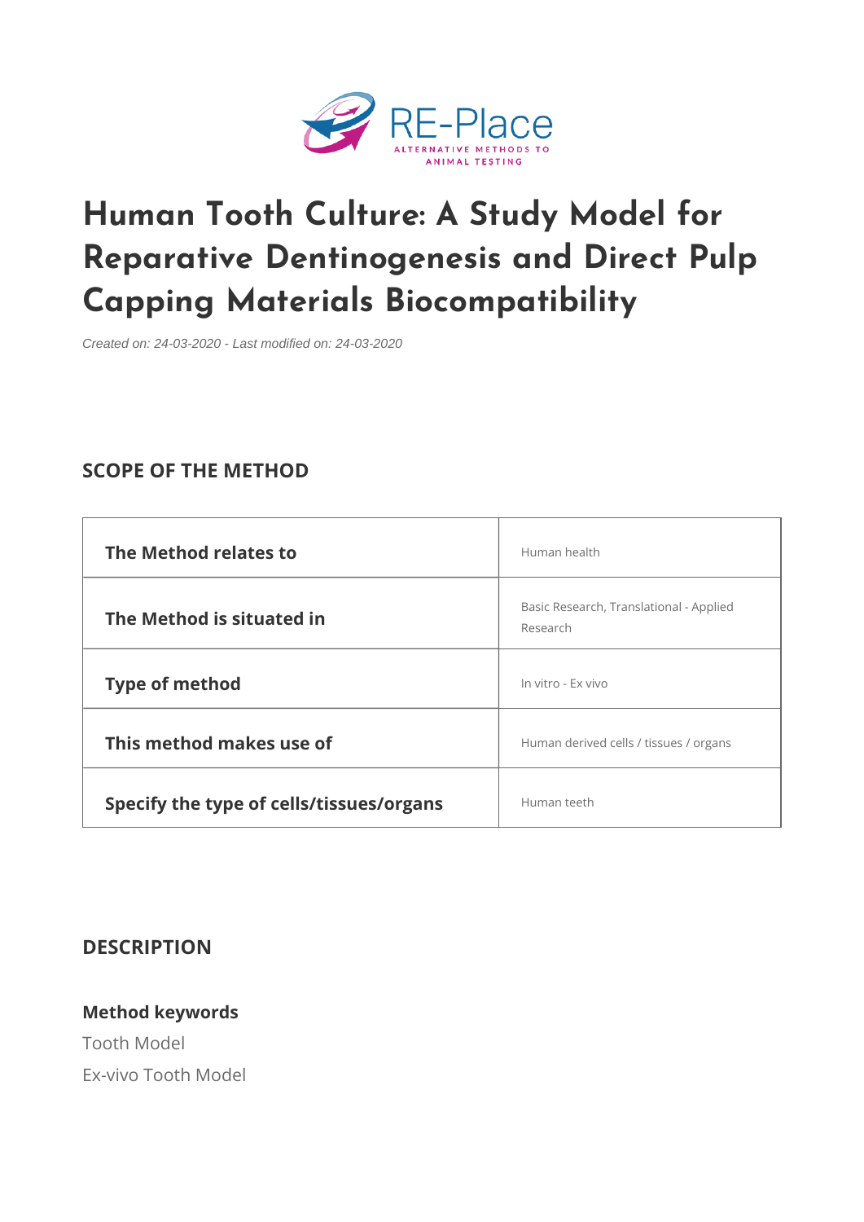# Human Tooth Culture: A Study Model for Reparative Dentinogenesis and Direct Pulp Capping Materials Biocompatibility

*Created on: 24-03-2020 - Last modified on: 24-03-2020*

## SCOPE OF THE METHOD

| | |
|---|---|
| **The Method relates to** | Human health |
| **The Method is situated in** | Basic Research, Translational - Applied Research |
| **Type of method** | In vitro - Ex vivo |
| **This method makes use of** | Human derived cells / tissues / organs |
| **Specify the type of cells/tissues/organs** | Human teeth |

## DESCRIPTION

### Method keywords

Tooth Model

Ex-vivo Tooth Model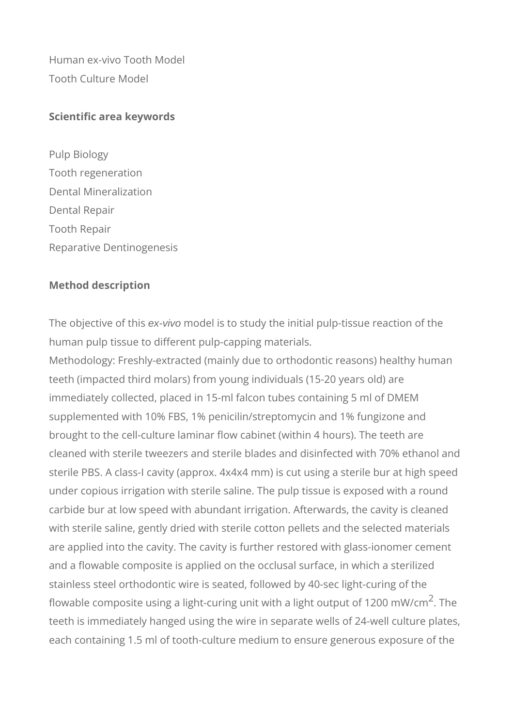Human ex-vivo Tooth Model
Tooth Culture Model

**Scientific area keywords**

Pulp Biology
Tooth regeneration
Dental Mineralization
Dental Repair
Tooth Repair
Reparative Dentinogenesis

**Method description**

The objective of this *ex-vivo* model is to study the initial pulp-tissue reaction of the human pulp tissue to different pulp-capping materials.
Methodology: Freshly-extracted (mainly due to orthodontic reasons) healthy human teeth (impacted third molars) from young individuals (15-20 years old) are immediately collected, placed in 15-ml falcon tubes containing 5 ml of DMEM supplemented with 10% FBS, 1% penicilin/streptomycin and 1% fungizone and brought to the cell-culture laminar flow cabinet (within 4 hours). The teeth are cleaned with sterile tweezers and sterile blades and disinfected with 70% ethanol and sterile PBS. A class-I cavity (approx. 4x4x4 mm) is cut using a sterile bur at high speed under copious irrigation with sterile saline. The pulp tissue is exposed with a round carbide bur at low speed with abundant irrigation. Afterwards, the cavity is cleaned with sterile saline, gently dried with sterile cotton pellets and the selected materials are applied into the cavity. The cavity is further restored with glass-ionomer cement and a flowable composite is applied on the occlusal surface, in which a sterilized stainless steel orthodontic wire is seated, followed by 40-sec light-curing of the flowable composite using a light-curing unit with a light output of 1200 mW/cm$^2$. The teeth is immediately hanged using the wire in separate wells of 24-well culture plates, each containing 1.5 ml of tooth-culture medium to ensure generous exposure of the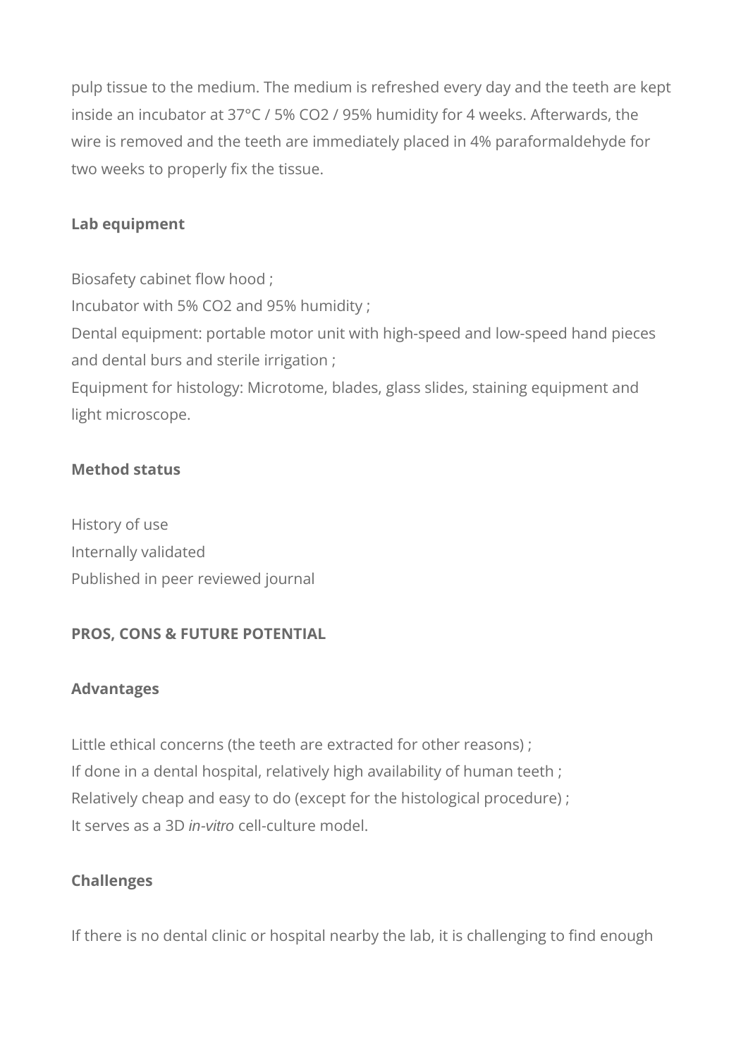pulp tissue to the medium. The medium is refreshed every day and the teeth are kept inside an incubator at 37°C / 5% $CO_2$ / 95% humidity for 4 weeks. Afterwards, the wire is removed and the teeth are immediately placed in 4% paraformaldehyde for two weeks to properly fix the tissue.

**Lab equipment**

Biosafety cabinet flow hood ;
Incubator with 5% $CO_2$ and 95% humidity ;
Dental equipment: portable motor unit with high-speed and low-speed hand pieces and dental burs and sterile irrigation ;
Equipment for histology: Microtome, blades, glass slides, staining equipment and light microscope.

**Method status**

History of use
Internally validated
Published in peer reviewed journal

**PROS, CONS & FUTURE POTENTIAL**

**Advantages**

Little ethical concerns (the teeth are extracted for other reasons) ;
If done in a dental hospital, relatively high availability of human teeth ;
Relatively cheap and easy to do (except for the histological procedure) ;
It serves as a 3D *in-vitro* cell-culture model.

**Challenges**

If there is no dental clinic or hospital nearby the lab, it is challenging to find enough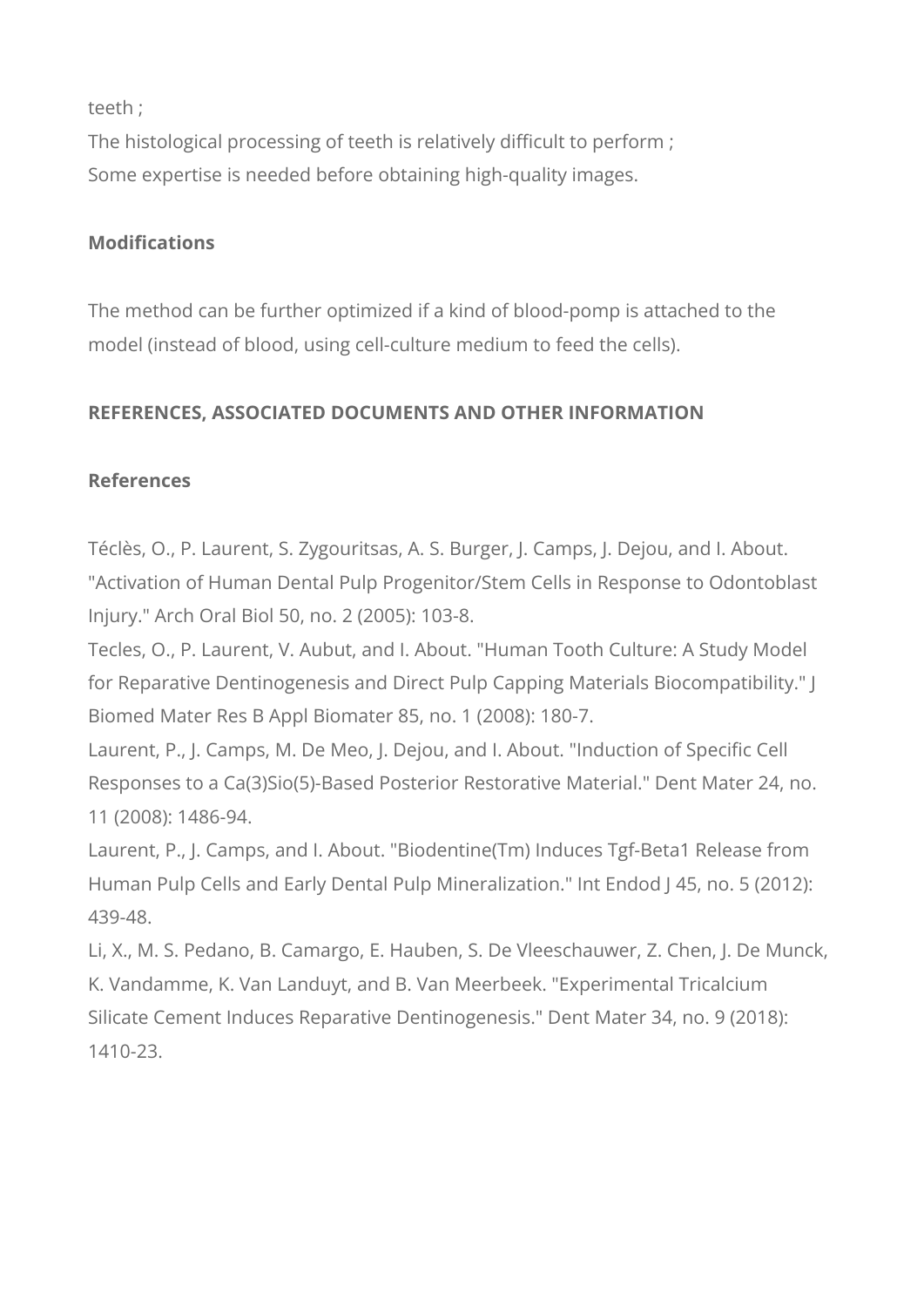teeth ;

The histological processing of teeth is relatively difficult to perform ;

Some expertise is needed before obtaining high-quality images.

### Modifications

The method can be further optimized if a kind of blood-pomp is attached to the model (instead of blood, using cell-culture medium to feed the cells).

## REFERENCES, ASSOCIATED DOCUMENTS AND OTHER INFORMATION

### References

Téclès, O., P. Laurent, S. Zygouritsas, A. S. Burger, J. Camps, J. Dejou, and I. About. "Activation of Human Dental Pulp Progenitor/Stem Cells in Response to Odontoblast Injury." Arch Oral Biol 50, no. 2 (2005): 103-8.

Tecles, O., P. Laurent, V. Aubut, and I. About. "Human Tooth Culture: A Study Model for Reparative Dentinogenesis and Direct Pulp Capping Materials Biocompatibility." J Biomed Mater Res B Appl Biomater 85, no. 1 (2008): 180-7.

Laurent, P., J. Camps, M. De Meo, J. Dejou, and I. About. "Induction of Specific Cell Responses to a Ca(3)Sio(5)-Based Posterior Restorative Material." Dent Mater 24, no. 11 (2008): 1486-94.

Laurent, P., J. Camps, and I. About. "Biodentine(Tm) Induces Tgf-Beta1 Release from Human Pulp Cells and Early Dental Pulp Mineralization." Int Endod J 45, no. 5 (2012): 439-48.

Li, X., M. S. Pedano, B. Camargo, E. Hauben, S. De Vleeschauwer, Z. Chen, J. De Munck, K. Vandamme, K. Van Landuyt, and B. Van Meerbeek. "Experimental Tricalcium Silicate Cement Induces Reparative Dentinogenesis." Dent Mater 34, no. 9 (2018): 1410-23.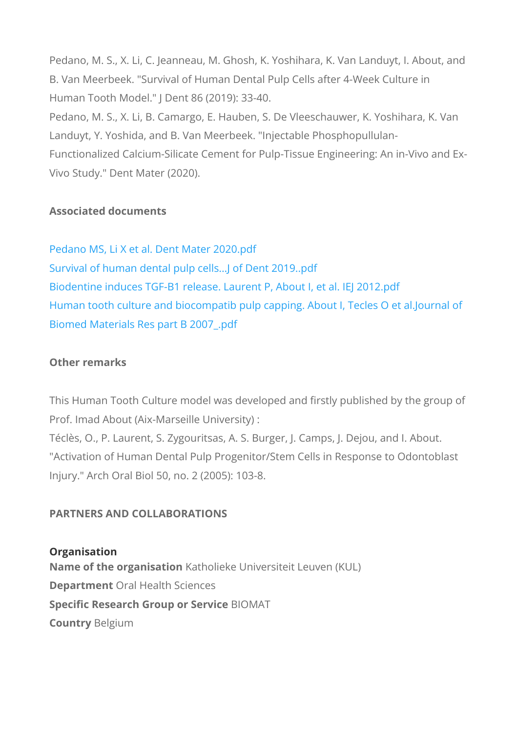Pedano, M. S., X. Li, C. Jeanneau, M. Ghosh, K. Yoshihara, K. Van Landuyt, I. About, and B. Van Meerbeek. "Survival of Human Dental Pulp Cells after 4-Week Culture in Human Tooth Model." J Dent 86 (2019): 33-40.
Pedano, M. S., X. Li, B. Camargo, E. Hauben, S. De Vleeschauwer, K. Yoshihara, K. Van Landuyt, Y. Yoshida, and B. Van Meerbeek. "Injectable Phosphopullulan-Functionalized Calcium-Silicate Cement for Pulp-Tissue Engineering: An in-Vivo and Ex-Vivo Study." Dent Mater (2020).

### Associated documents

Pedano MS, Li X et al. Dent Mater 2020.pdf
Survival of human dental pulp cells...J of Dent 2019..pdf
Biodentine induces TGF-B1 release. Laurent P, About I, et al. IEJ 2012.pdf
Human tooth culture and biocompatib pulp capping. About I, Tecles O et al.Journal of Biomed Materials Res part B 2007_.pdf

### Other remarks

This Human Tooth Culture model was developed and firstly published by the group of Prof. Imad About (Aix-Marseille University) :
Téclès, O., P. Laurent, S. Zygouritsas, A. S. Burger, J. Camps, J. Dejou, and I. About. "Activation of Human Dental Pulp Progenitor/Stem Cells in Response to Odontoblast Injury." Arch Oral Biol 50, no. 2 (2005): 103-8.

## PARTNERS AND COLLABORATIONS

**Organisation**
**Name of the organisation** Katholieke Universiteit Leuven (KUL)
**Department** Oral Health Sciences
**Specific Research Group or Service** BIOMAT
**Country** Belgium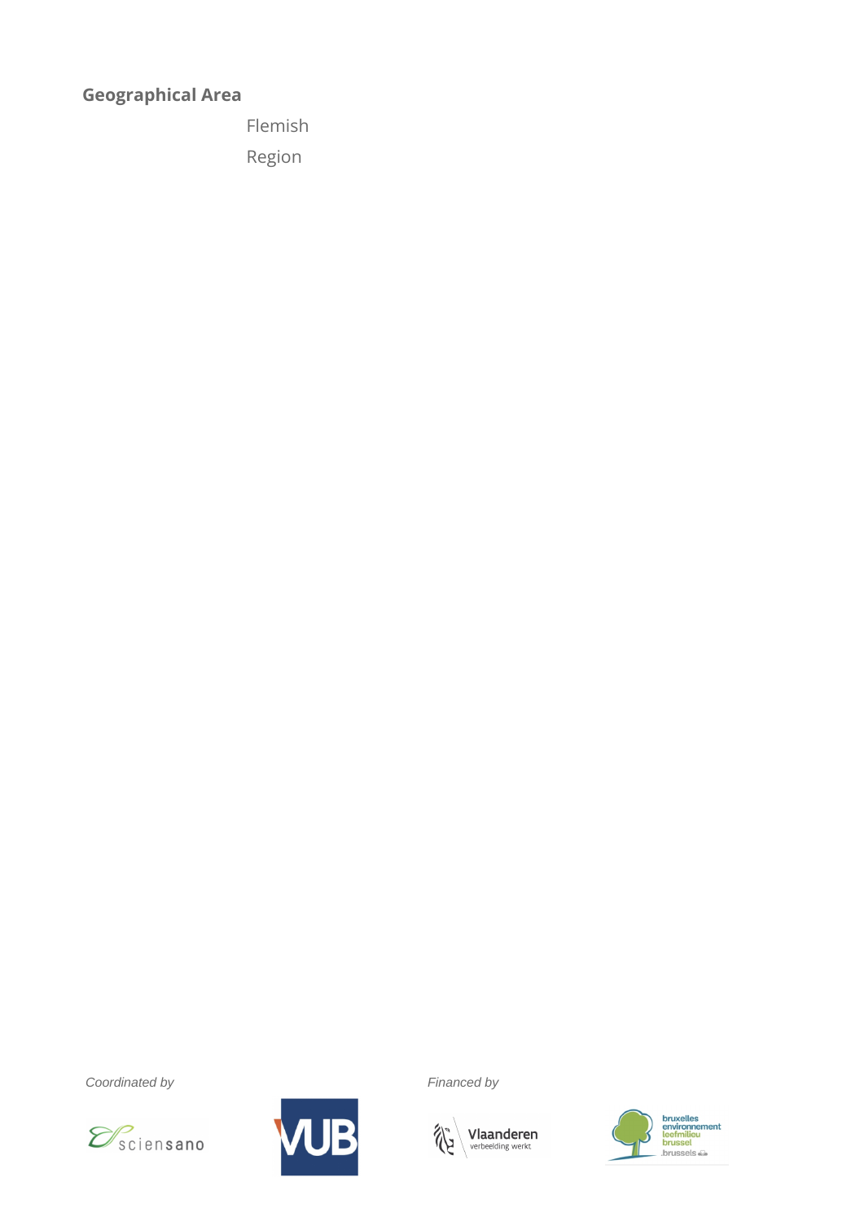**Geographical Area**

Flemish Region

*Coordinated by*

sciensano

VUB

*Financed by*

Vlaanderen
verbeelding werkt

bruxelles
environnement
leefmilieu
brussel
.brussels